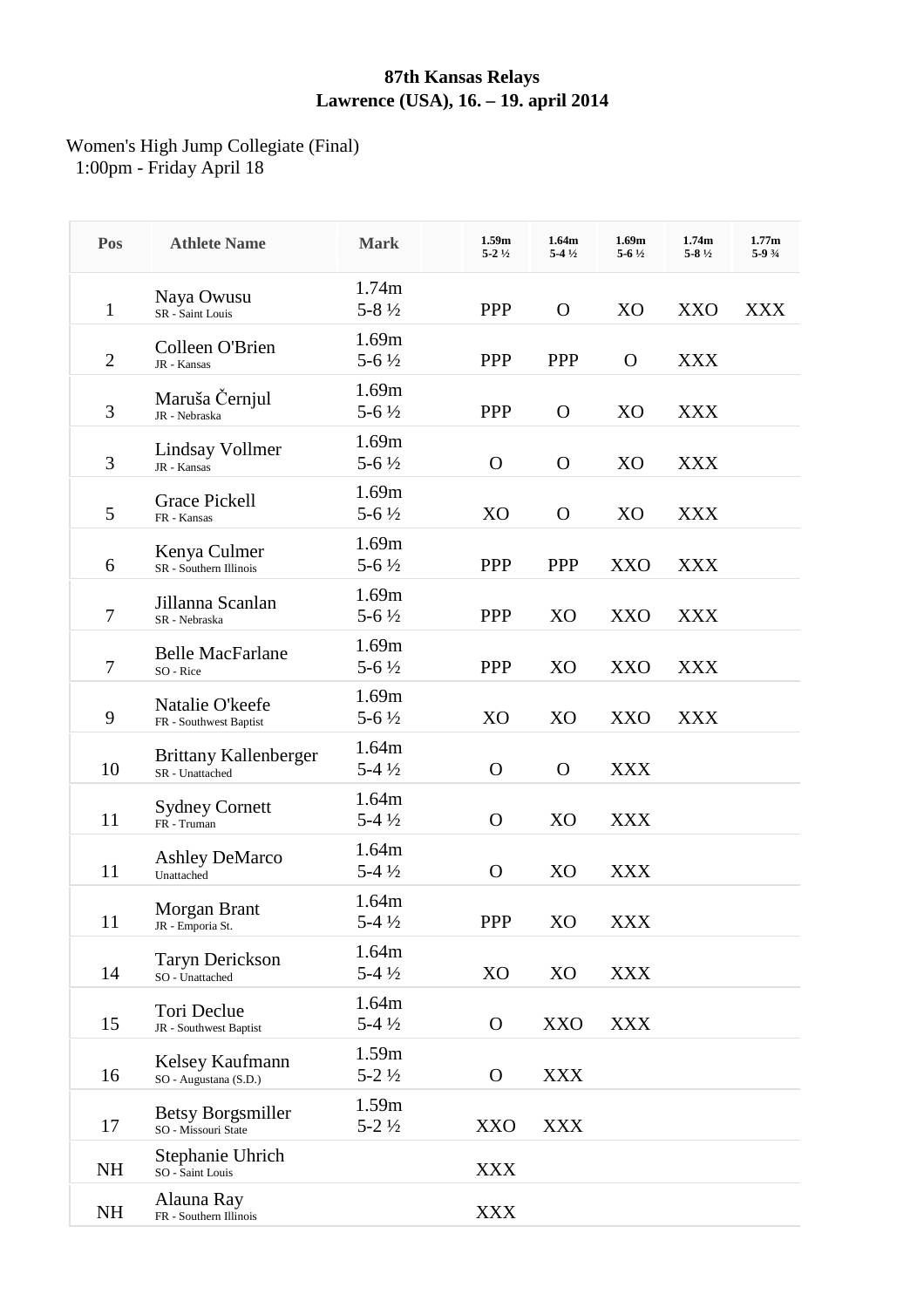# 87th Kansas Relays
## Lawrence (USA), 16. – 19. april 2014

Women's High Jump Collegiate (Final)
1:00pm - Friday April 18

| Pos | Athlete Name | Mark | | 1.59m 5-2 ½ | 1.64m 5-4 ½ | 1.69m 5-6 ½ | 1.74m 5-8 ½ | 1.77m 5-9 ¾ |
|---|---|---|---|---|---|---|---|---|
| 1 | Naya Owusu SR - Saint Louis | 1.74m 5-8 ½ | | PPP | O | XO | XXO | XXX |
| 2 | Colleen O'Brien JR - Kansas | 1.69m 5-6 ½ | | PPP | PPP | O | XXX | |
| 3 | Maruša Černjul JR - Nebraska | 1.69m 5-6 ½ | | PPP | O | XO | XXX | |
| 3 | Lindsay Vollmer JR - Kansas | 1.69m 5-6 ½ | | O | O | XO | XXX | |
| 5 | Grace Pickell FR - Kansas | 1.69m 5-6 ½ | | XO | O | XO | XXX | |
| 6 | Kenya Culmer SR - Southern Illinois | 1.69m 5-6 ½ | | PPP | PPP | XXO | XXX | |
| 7 | Jillanna Scanlan SR - Nebraska | 1.69m 5-6 ½ | | PPP | XO | XXO | XXX | |
| 7 | Belle MacFarlane SO - Rice | 1.69m 5-6 ½ | | PPP | XO | XXO | XXX | |
| 9 | Natalie O'keefe FR - Southwest Baptist | 1.69m 5-6 ½ | | XO | XO | XXO | XXX | |
| 10 | Brittany Kallenberger SR - Unattached | 1.64m 5-4 ½ | | O | O | XXX | | |
| 11 | Sydney Cornett FR - Truman | 1.64m 5-4 ½ | | O | XO | XXX | | |
| 11 | Ashley DeMarco Unattached | 1.64m 5-4 ½ | | O | XO | XXX | | |
| 11 | Morgan Brant JR - Emporia St. | 1.64m 5-4 ½ | | PPP | XO | XXX | | |
| 14 | Taryn Derickson SO - Unattached | 1.64m 5-4 ½ | | XO | XO | XXX | | |
| 15 | Tori Declue JR - Southwest Baptist | 1.64m 5-4 ½ | | O | XXO | XXX | | |
| 16 | Kelsey Kaufmann SO - Augustana (S.D.) | 1.59m 5-2 ½ | | O | XXX | | | |
| 17 | Betsy Borgsmiller SO - Missouri State | 1.59m 5-2 ½ | | XXO | XXX | | | |
| NH | Stephanie Uhrich SO - Saint Louis | | | XXX | | | | |
| NH | Alauna Ray FR - Southern Illinois | | | XXX | | | | |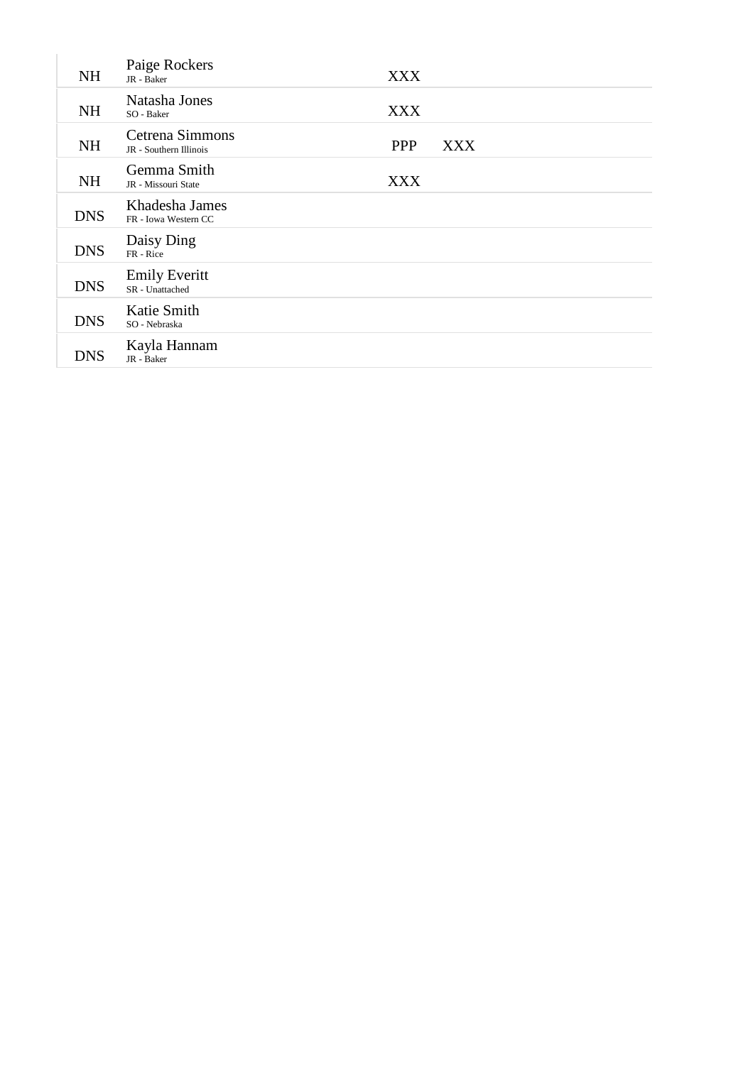| | | | |
|---|---|---|---|
| NH | Paige Rockers<br>JR - Baker | XXX | |
| NH | Natasha Jones<br>SO - Baker | XXX | |
| NH | Cetrena Simmons<br>JR - Southern Illinois | PPP | XXX |
| NH | Gemma Smith<br>JR - Missouri State | XXX | |
| DNS | Khadesha James<br>FR - Iowa Western CC | | |
| DNS | Daisy Ding<br>FR - Rice | | |
| DNS | Emily Everitt<br>SR - Unattached | | |
| DNS | Katie Smith<br>SO - Nebraska | | |
| DNS | Kayla Hannam<br>JR - Baker | | |